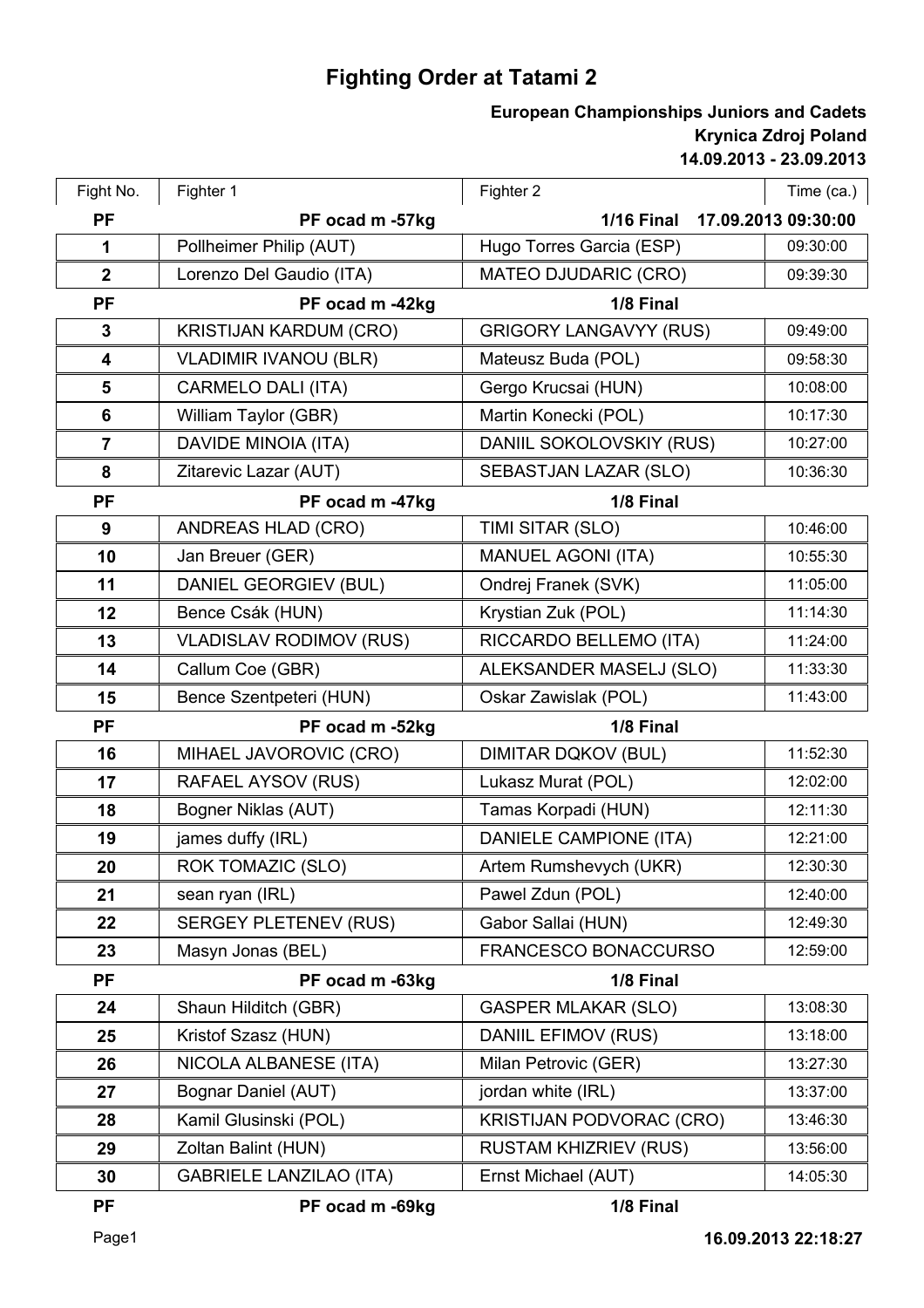# Fighting Order at Tatami 2

**European Championships Juniors and Cadets**
**Krynica Zdroj Poland**
**14.09.2013 - 23.09.2013**

| Fight No. | Fighter 1 | Fighter 2 | Time (ca.) |
|---|---|---|---|
| **PF** | **PF ocad m -57kg** | **1/16 Final** | **17.09.2013 09:30:00** |
| 1 | Pollheimer Philip (AUT) | Hugo Torres Garcia (ESP) | 09:30:00 |
| 2 | Lorenzo Del Gaudio (ITA) | MATEO DJUDARIC (CRO) | 09:39:30 |
| **PF** | **PF ocad m -42kg** | **1/8 Final** | |
| 3 | KRISTIJAN KARDUM (CRO) | GRIGORY LANGAVYY (RUS) | 09:49:00 |
| 4 | VLADIMIR IVANOU (BLR) | Mateusz Buda (POL) | 09:58:30 |
| 5 | CARMELO DALI (ITA) | Gergo Krucsai (HUN) | 10:08:00 |
| 6 | William Taylor (GBR) | Martin Konecki (POL) | 10:17:30 |
| 7 | DAVIDE MINOIA (ITA) | DANIIL SOKOLOVSKIY (RUS) | 10:27:00 |
| 8 | Zitarevic Lazar (AUT) | SEBASTJAN LAZAR (SLO) | 10:36:30 |
| **PF** | **PF ocad m -47kg** | **1/8 Final** | |
| 9 | ANDREAS HLAD (CRO) | TIMI SITAR (SLO) | 10:46:00 |
| 10 | Jan Breuer (GER) | MANUEL AGONI (ITA) | 10:55:30 |
| 11 | DANIEL GEORGIEV (BUL) | Ondrej Franek (SVK) | 11:05:00 |
| 12 | Bence Csák (HUN) | Krystian Zuk (POL) | 11:14:30 |
| 13 | VLADISLAV RODIMOV (RUS) | RICCARDO BELLEMO (ITA) | 11:24:00 |
| 14 | Callum Coe (GBR) | ALEKSANDER MASELJ (SLO) | 11:33:30 |
| 15 | Bence Szentpeteri (HUN) | Oskar Zawislak (POL) | 11:43:00 |
| **PF** | **PF ocad m -52kg** | **1/8 Final** | |
| 16 | MIHAEL JAVOROVIC (CRO) | DIMITAR DQKOV (BUL) | 11:52:30 |
| 17 | RAFAEL AYSOV (RUS) | Lukasz Murat (POL) | 12:02:00 |
| 18 | Bogner Niklas (AUT) | Tamas Korpadi (HUN) | 12:11:30 |
| 19 | james duffy (IRL) | DANIELE CAMPIONE (ITA) | 12:21:00 |
| 20 | ROK TOMAZIC (SLO) | Artem Rumshevych (UKR) | 12:30:30 |
| 21 | sean ryan (IRL) | Pawel Zdun (POL) | 12:40:00 |
| 22 | SERGEY PLETENEV (RUS) | Gabor Sallai (HUN) | 12:49:30 |
| 23 | Masyn Jonas (BEL) | FRANCESCO BONACCURSO | 12:59:00 |
| **PF** | **PF ocad m -63kg** | **1/8 Final** | |
| 24 | Shaun Hilditch (GBR) | GASPER MLAKAR (SLO) | 13:08:30 |
| 25 | Kristof Szasz (HUN) | DANIIL EFIMOV (RUS) | 13:18:00 |
| 26 | NICOLA ALBANESE (ITA) | Milan Petrovic (GER) | 13:27:30 |
| 27 | Bognar Daniel (AUT) | jordan white (IRL) | 13:37:00 |
| 28 | Kamil Glusinski (POL) | KRISTIJAN PODVORAC (CRO) | 13:46:30 |
| 29 | Zoltan Balint (HUN) | RUSTAM KHIZRIEV (RUS) | 13:56:00 |
| 30 | GABRIELE LANZILAO (ITA) | Ernst Michael (AUT) | 14:05:30 |
| **PF** | **PF ocad m -69kg** | **1/8 Final** | |

**16.09.2013 22:18:27**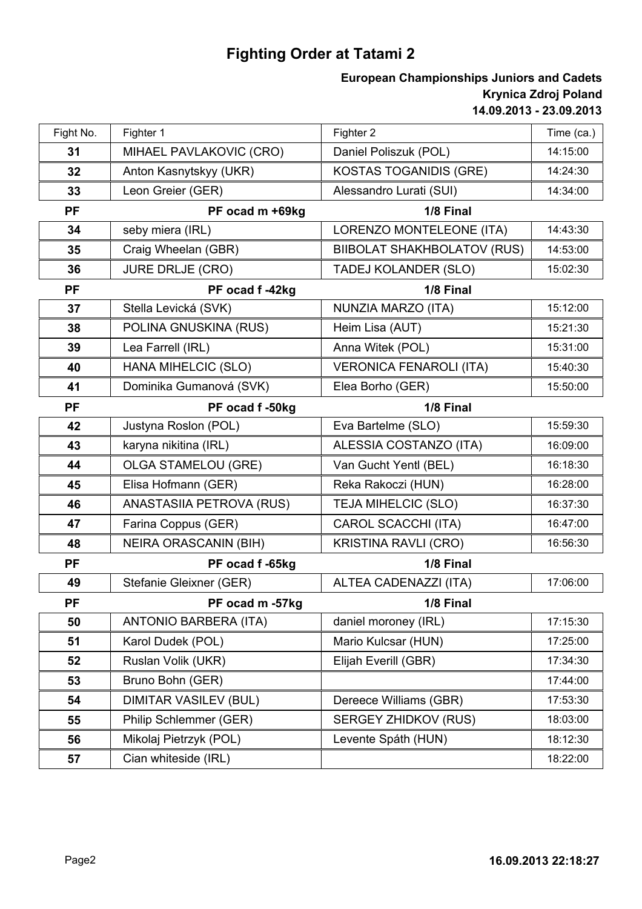# Fighting Order at Tatami 2

**European Championships Juniors and Cadets**
**Krynica Zdroj Poland**
**14.09.2013 - 23.09.2013**

| Fight No. | Fighter 1 | Fighter 2 | Time (ca.) |
|---|---|---|---|
| **31** | MIHAEL PAVLAKOVIC (CRO) | Daniel Poliszuk (POL) | 14:15:00 |
| **32** | Anton Kasnytskyy (UKR) | KOSTAS TOGANIDIS (GRE) | 14:24:30 |
| **33** | Leon Greier (GER) | Alessandro Lurati (SUI) | 14:34:00 |
| **PF** | **PF ocad m +69kg** | **1/8 Final** | |
| **34** | seby miera (IRL) | LORENZO MONTELEONE (ITA) | 14:43:30 |
| **35** | Craig Wheelan (GBR) | BIIBOLAT SHAKHBOLATOV (RUS) | 14:53:00 |
| **36** | JURE DRLJE (CRO) | TADEJ KOLANDER (SLO) | 15:02:30 |
| **PF** | **PF ocad f -42kg** | **1/8 Final** | |
| **37** | Stella Levická (SVK) | NUNZIA MARZO (ITA) | 15:12:00 |
| **38** | POLINA GNUSKINA (RUS) | Heim Lisa (AUT) | 15:21:30 |
| **39** | Lea Farrell (IRL) | Anna Witek (POL) | 15:31:00 |
| **40** | HANA MIHELCIC (SLO) | VERONICA FENAROLI (ITA) | 15:40:30 |
| **41** | Dominika Gumanová (SVK) | Elea Borho (GER) | 15:50:00 |
| **PF** | **PF ocad f -50kg** | **1/8 Final** | |
| **42** | Justyna Roslon (POL) | Eva Bartelme (SLO) | 15:59:30 |
| **43** | karyna nikitina (IRL) | ALESSIA COSTANZO (ITA) | 16:09:00 |
| **44** | OLGA STAMELOU (GRE) | Van Gucht Yentl (BEL) | 16:18:30 |
| **45** | Elisa Hofmann (GER) | Reka Rakoczi (HUN) | 16:28:00 |
| **46** | ANASTASIIA PETROVA (RUS) | TEJA MIHELCIC (SLO) | 16:37:30 |
| **47** | Farina Coppus (GER) | CAROL SCACCHI (ITA) | 16:47:00 |
| **48** | NEIRA ORASCANIN (BIH) | KRISTINA RAVLI (CRO) | 16:56:30 |
| **PF** | **PF ocad f -65kg** | **1/8 Final** | |
| **49** | Stefanie Gleixner (GER) | ALTEA CADENAZZI (ITA) | 17:06:00 |
| **PF** | **PF ocad m -57kg** | **1/8 Final** | |
| **50** | ANTONIO BARBERA (ITA) | daniel moroney (IRL) | 17:15:30 |
| **51** | Karol Dudek (POL) | Mario Kulcsar (HUN) | 17:25:00 |
| **52** | Ruslan Volik (UKR) | Elijah Everill (GBR) | 17:34:30 |
| **53** | Bruno Bohn (GER) | | 17:44:00 |
| **54** | DIMITAR VASILEV (BUL) | Dereece Williams (GBR) | 17:53:30 |
| **55** | Philip Schlemmer (GER) | SERGEY ZHIDKOV (RUS) | 18:03:00 |
| **56** | Mikolaj Pietrzyk (POL) | Levente Spáth (HUN) | 18:12:30 |
| **57** | Cian whiteside (IRL) | | 18:22:00 |

**16.09.2013 22:18:27**